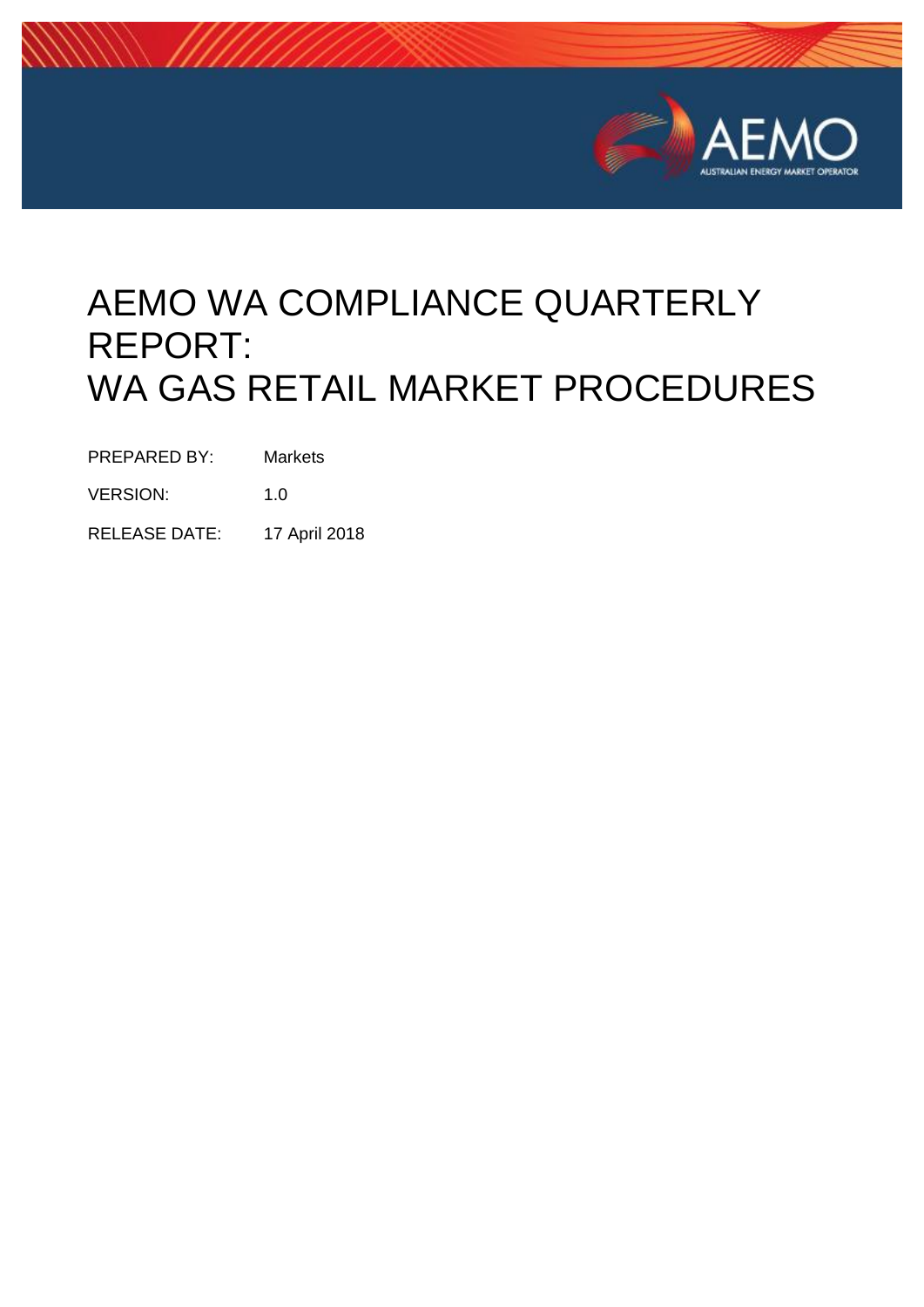# AEMO WA COMPLIANCE QUARTERLY REPORT: WA GAS RETAIL MARKET PROCEDURES

| | |
|---|---|
| PREPARED BY: | Markets |
| VERSION: | 1.0 |
| RELEASE DATE: | 17 April 2018 |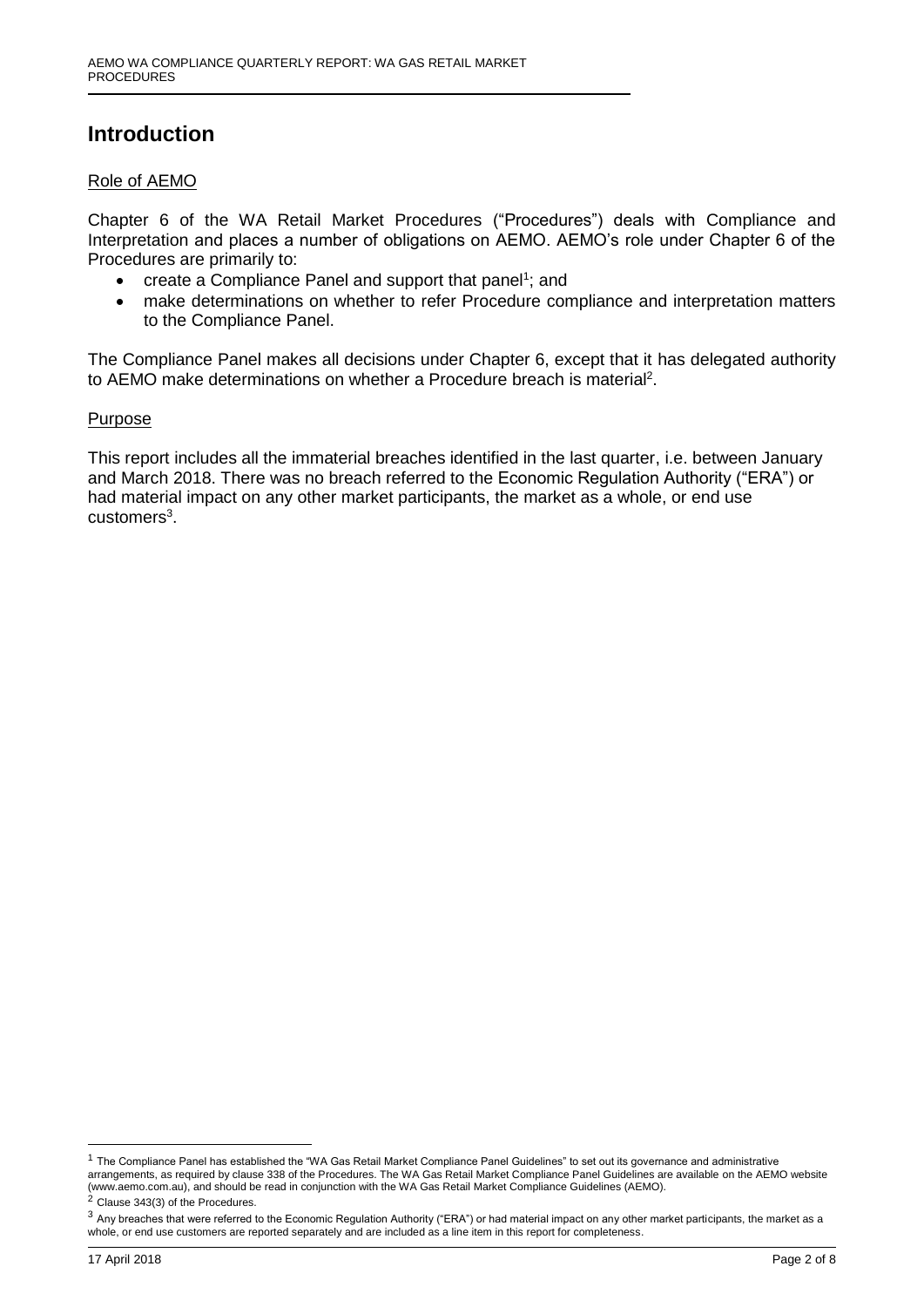## Introduction

Role of AEMO

Chapter 6 of the WA Retail Market Procedures ("Procedures") deals with Compliance and Interpretation and places a number of obligations on AEMO. AEMO's role under Chapter 6 of the Procedures are primarily to:

- create a Compliance Panel and support that panel[1]; and
- make determinations on whether to refer Procedure compliance and interpretation matters to the Compliance Panel.

The Compliance Panel makes all decisions under Chapter 6, except that it has delegated authority to AEMO make determinations on whether a Procedure breach is material[2].

Purpose

This report includes all the immaterial breaches identified in the last quarter, i.e. between January and March 2018. There was no breach referred to the Economic Regulation Authority ("ERA") or had material impact on any other market participants, the market as a whole, or end use customers[3].

---

[1] The Compliance Panel has established the "WA Gas Retail Market Compliance Panel Guidelines" to set out its governance and administrative arrangements, as required by clause 338 of the Procedures. The WA Gas Retail Market Compliance Panel Guidelines are available on the AEMO website (www.aemo.com.au), and should be read in conjunction with the WA Gas Retail Market Compliance Guidelines (AEMO).

[2] Clause 343(3) of the Procedures.

[3] Any breaches that were referred to the Economic Regulation Authority ("ERA") or had material impact on any other market participants, the market as a whole, or end use customers are reported separately and are included as a line item in this report for completeness.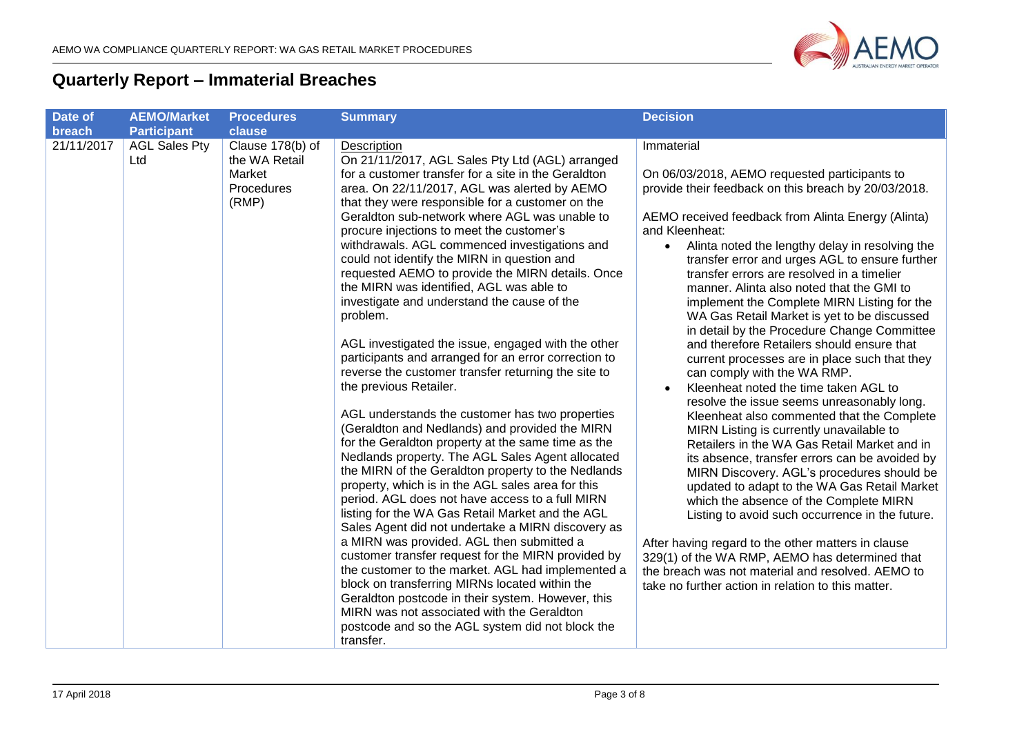# Quarterly Report – Immaterial Breaches

| Date of breach | AEMO/Market Participant | Procedures clause | Summary | Decision |
|---|---|---|---|---|
| 21/11/2017 | AGL Sales Pty Ltd | Clause 178(b) of the WA Retail Market Procedures (RMP) | Description<br>On 21/11/2017, AGL Sales Pty Ltd (AGL) arranged for a customer transfer for a site in the Geraldton area. On 22/11/2017, AGL was alerted by AEMO that they were responsible for a customer on the Geraldton sub-network where AGL was unable to procure injections to meet the customer's withdrawals. AGL commenced investigations and could not identify the MIRN in question and requested AEMO to provide the MIRN details. Once the MIRN was identified, AGL was able to investigate and understand the cause of the problem.<br><br>AGL investigated the issue, engaged with the other participants and arranged for an error correction to reverse the customer transfer returning the site to the previous Retailer.<br><br>AGL understands the customer has two properties (Geraldton and Nedlands) and provided the MIRN for the Geraldton property at the same time as the Nedlands property. The AGL Sales Agent allocated the MIRN of the Geraldton property to the Nedlands property, which is in the AGL sales area for this period. AGL does not have access to a full MIRN listing for the WA Gas Retail Market and the AGL Sales Agent did not undertake a MIRN discovery as a MIRN was provided. AGL then submitted a customer transfer request for the MIRN provided by the customer to the market. AGL had implemented a block on transferring MIRNs located within the Geraldton postcode in their system. However, this MIRN was not associated with the Geraldton postcode and so the AGL system did not block the transfer. | Immaterial<br><br>On 06/03/2018, AEMO requested participants to provide their feedback on this breach by 20/03/2018.<br><br>AEMO received feedback from Alinta Energy (Alinta) and Kleenheat:<br>• Alinta noted the lengthy delay in resolving the transfer error and urges AGL to ensure further transfer errors are resolved in a timelier manner. Alinta also noted that the GMI to implement the Complete MIRN Listing for the WA Gas Retail Market is yet to be discussed in detail by the Procedure Change Committee and therefore Retailers should ensure that current processes are in place such that they can comply with the WA RMP.<br>• Kleenheat noted the time taken AGL to resolve the issue seems unreasonably long. Kleenheat also commented that the Complete MIRN Listing is currently unavailable to Retailers in the WA Gas Retail Market and in its absence, transfer errors can be avoided by MIRN Discovery. AGL's procedures should be updated to adapt to the WA Gas Retail Market which the absence of the Complete MIRN Listing to avoid such occurrence in the future.<br><br>After having regard to the other matters in clause 329(1) of the WA RMP, AEMO has determined that the breach was not material and resolved. AEMO to take no further action in relation to this matter. |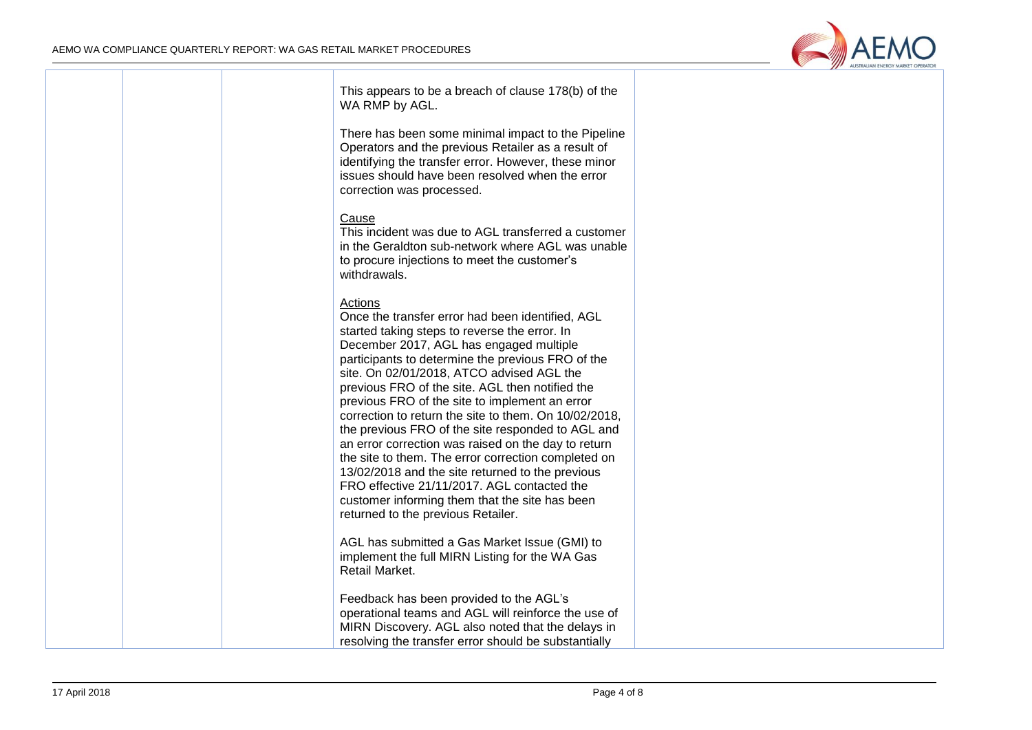| | | | | |
|---|---|---|---|---|
| | | | This appears to be a breach of clause 178(b) of the WA RMP by AGL.<br><br>There has been some minimal impact to the Pipeline Operators and the previous Retailer as a result of identifying the transfer error. However, these minor issues should have been resolved when the error correction was processed.<br><br>Cause<br>This incident was due to AGL transferred a customer in the Geraldton sub-network where AGL was unable to procure injections to meet the customer's withdrawals.<br><br>Actions<br>Once the transfer error had been identified, AGL started taking steps to reverse the error. In December 2017, AGL has engaged multiple participants to determine the previous FRO of the site. On 02/01/2018, ATCO advised AGL the previous FRO of the site. AGL then notified the previous FRO of the site to implement an error correction to return the site to them. On 10/02/2018, the previous FRO of the site responded to AGL and an error correction was raised on the day to return the site to them. The error correction completed on 13/02/2018 and the site returned to the previous FRO effective 21/11/2017. AGL contacted the customer informing them that the site has been returned to the previous Retailer.<br><br>AGL has submitted a Gas Market Issue (GMI) to implement the full MIRN Listing for the WA Gas Retail Market.<br><br>Feedback has been provided to the AGL's operational teams and AGL will reinforce the use of MIRN Discovery. AGL also noted that the delays in resolving the transfer error should be substantially | |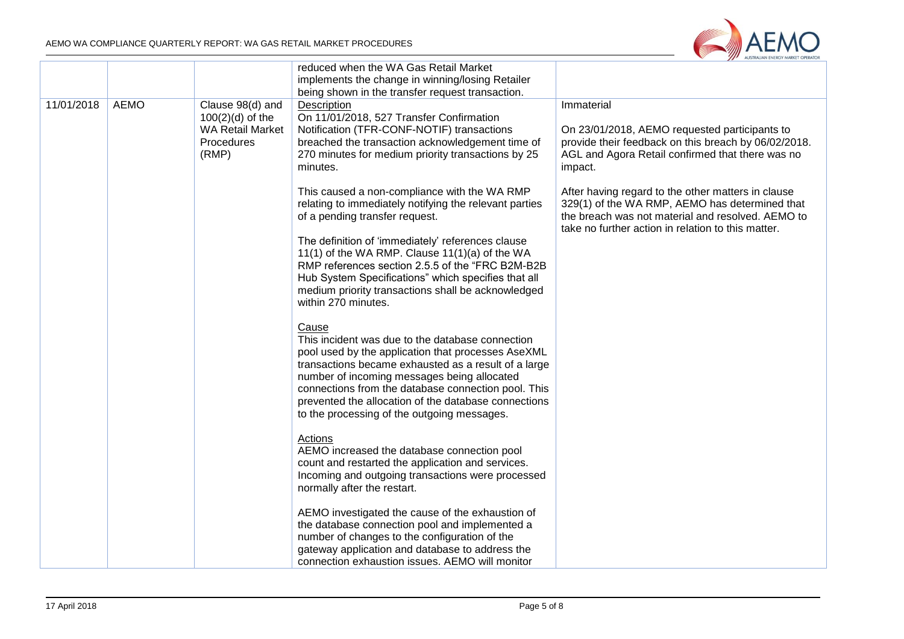| | | | reduced when the WA Gas Retail Market implements the change in winning/losing Retailer being shown in the transfer request transaction. | |
|---|---|---|---|---|
| 11/01/2018 | AEMO | Clause 98(d) and 100(2)(d) of the WA Retail Market Procedures (RMP) | Description<br>On 11/01/2018, 527 Transfer Confirmation Notification (TFR-CONF-NOTIF) transactions breached the transaction acknowledgement time of 270 minutes for medium priority transactions by 25 minutes.<br><br>This caused a non-compliance with the WA RMP relating to immediately notifying the relevant parties of a pending transfer request.<br><br>The definition of 'immediately' references clause 11(1) of the WA RMP. Clause 11(1)(a) of the WA RMP references section 2.5.5 of the "FRC B2M-B2B Hub System Specifications" which specifies that all medium priority transactions shall be acknowledged within 270 minutes.<br><br>Cause<br>This incident was due to the database connection pool used by the application that processes AseXML transactions became exhausted as a result of a large number of incoming messages being allocated connections from the database connection pool. This prevented the allocation of the database connections to the processing of the outgoing messages.<br><br>Actions<br>AEMO increased the database connection pool count and restarted the application and services. Incoming and outgoing transactions were processed normally after the restart.<br><br>AEMO investigated the cause of the exhaustion of the database connection pool and implemented a number of changes to the configuration of the gateway application and database to address the connection exhaustion issues. AEMO will monitor | Immaterial<br><br>On 23/01/2018, AEMO requested participants to provide their feedback on this breach by 06/02/2018. AGL and Agora Retail confirmed that there was no impact.<br><br>After having regard to the other matters in clause 329(1) of the WA RMP, AEMO has determined that the breach was not material and resolved. AEMO to take no further action in relation to this matter. |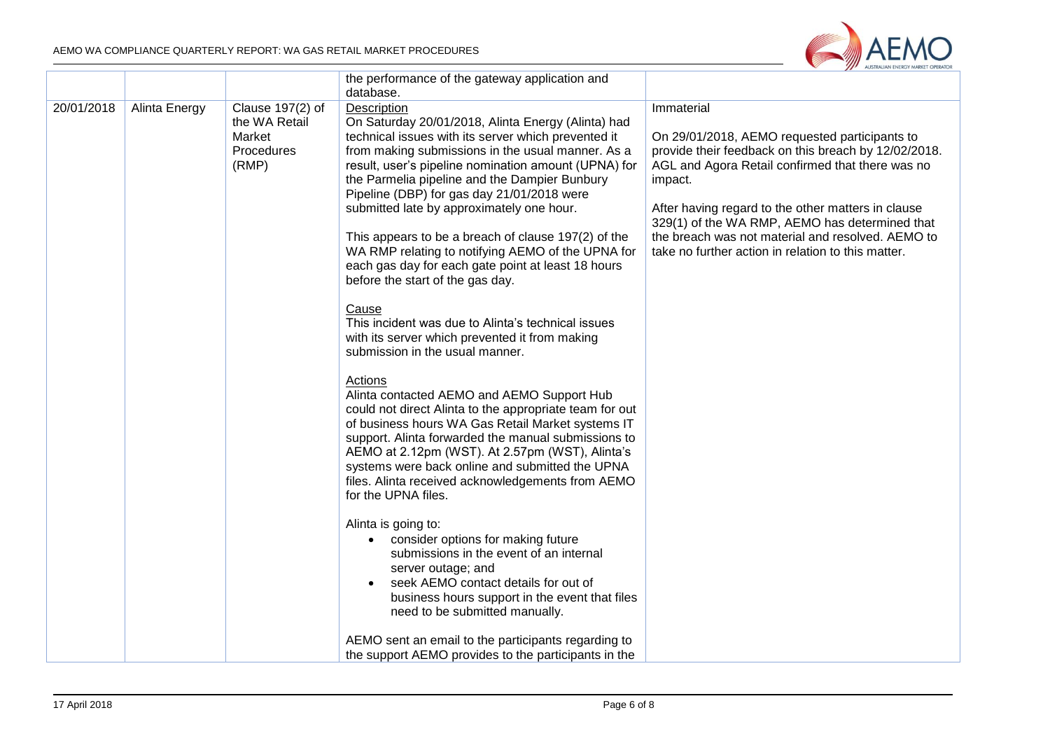| | | | the performance of the gateway application and database. | |
|---|---|---|---|---|
| 20/01/2018 | Alinta Energy | Clause 197(2) of the WA Retail Market Procedures (RMP) | Description<br>On Saturday 20/01/2018, Alinta Energy (Alinta) had technical issues with its server which prevented it from making submissions in the usual manner. As a result, user's pipeline nomination amount (UPNA) for the Parmelia pipeline and the Dampier Bunbury Pipeline (DBP) for gas day 21/01/2018 were submitted late by approximately one hour.<br><br>This appears to be a breach of clause 197(2) of the WA RMP relating to notifying AEMO of the UPNA for each gas day for each gate point at least 18 hours before the start of the gas day.<br><br>Cause<br>This incident was due to Alinta's technical issues with its server which prevented it from making submission in the usual manner.<br><br>Actions<br>Alinta contacted AEMO and AEMO Support Hub could not direct Alinta to the appropriate team for out of business hours WA Gas Retail Market systems IT support. Alinta forwarded the manual submissions to AEMO at 2.12pm (WST). At 2.57pm (WST), Alinta's systems were back online and submitted the UPNA files. Alinta received acknowledgements from AEMO for the UPNA files.<br><br>Alinta is going to:<br>• consider options for making future submissions in the event of an internal server outage; and<br>• seek AEMO contact details for out of business hours support in the event that files need to be submitted manually.<br><br>AEMO sent an email to the participants regarding to the support AEMO provides to the participants in the | Immaterial<br><br>On 29/01/2018, AEMO requested participants to provide their feedback on this breach by 12/02/2018. AGL and Agora Retail confirmed that there was no impact.<br><br>After having regard to the other matters in clause 329(1) of the WA RMP, AEMO has determined that the breach was not material and resolved. AEMO to take no further action in relation to this matter. |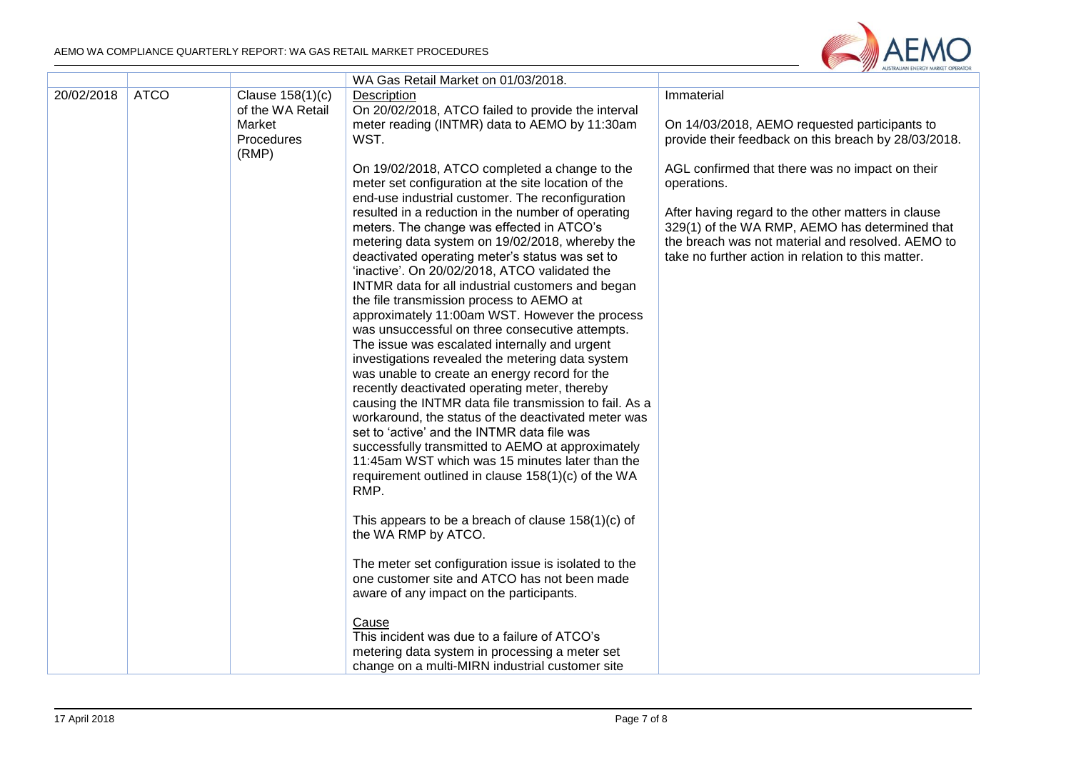| | | | WA Gas Retail Market on 01/03/2018. | |
|---|---|---|---|---|
| 20/02/2018 | ATCO | Clause 158(1)(c) of the WA Retail Market Procedures (RMP) | Description<br>On 20/02/2018, ATCO failed to provide the interval meter reading (INTMR) data to AEMO by 11:30am WST.<br><br>On 19/02/2018, ATCO completed a change to the meter set configuration at the site location of the end-use industrial customer. The reconfiguration resulted in a reduction in the number of operating meters. The change was effected in ATCO's metering data system on 19/02/2018, whereby the deactivated operating meter's status was set to 'inactive'. On 20/02/2018, ATCO validated the INTMR data for all industrial customers and began the file transmission process to AEMO at approximately 11:00am WST. However the process was unsuccessful on three consecutive attempts. The issue was escalated internally and urgent investigations revealed the metering data system was unable to create an energy record for the recently deactivated operating meter, thereby causing the INTMR data file transmission to fail. As a workaround, the status of the deactivated meter was set to 'active' and the INTMR data file was successfully transmitted to AEMO at approximately 11:45am WST which was 15 minutes later than the requirement outlined in clause 158(1)(c) of the WA RMP.<br><br>This appears to be a breach of clause 158(1)(c) of the WA RMP by ATCO.<br><br>The meter set configuration issue is isolated to the one customer site and ATCO has not been made aware of any impact on the participants.<br><br>Cause<br>This incident was due to a failure of ATCO's metering data system in processing a meter set change on a multi-MIRN industrial customer site | Immaterial<br><br>On 14/03/2018, AEMO requested participants to provide their feedback on this breach by 28/03/2018.<br><br>AGL confirmed that there was no impact on their operations.<br><br>After having regard to the other matters in clause 329(1) of the WA RMP, AEMO has determined that the breach was not material and resolved. AEMO to take no further action in relation to this matter. |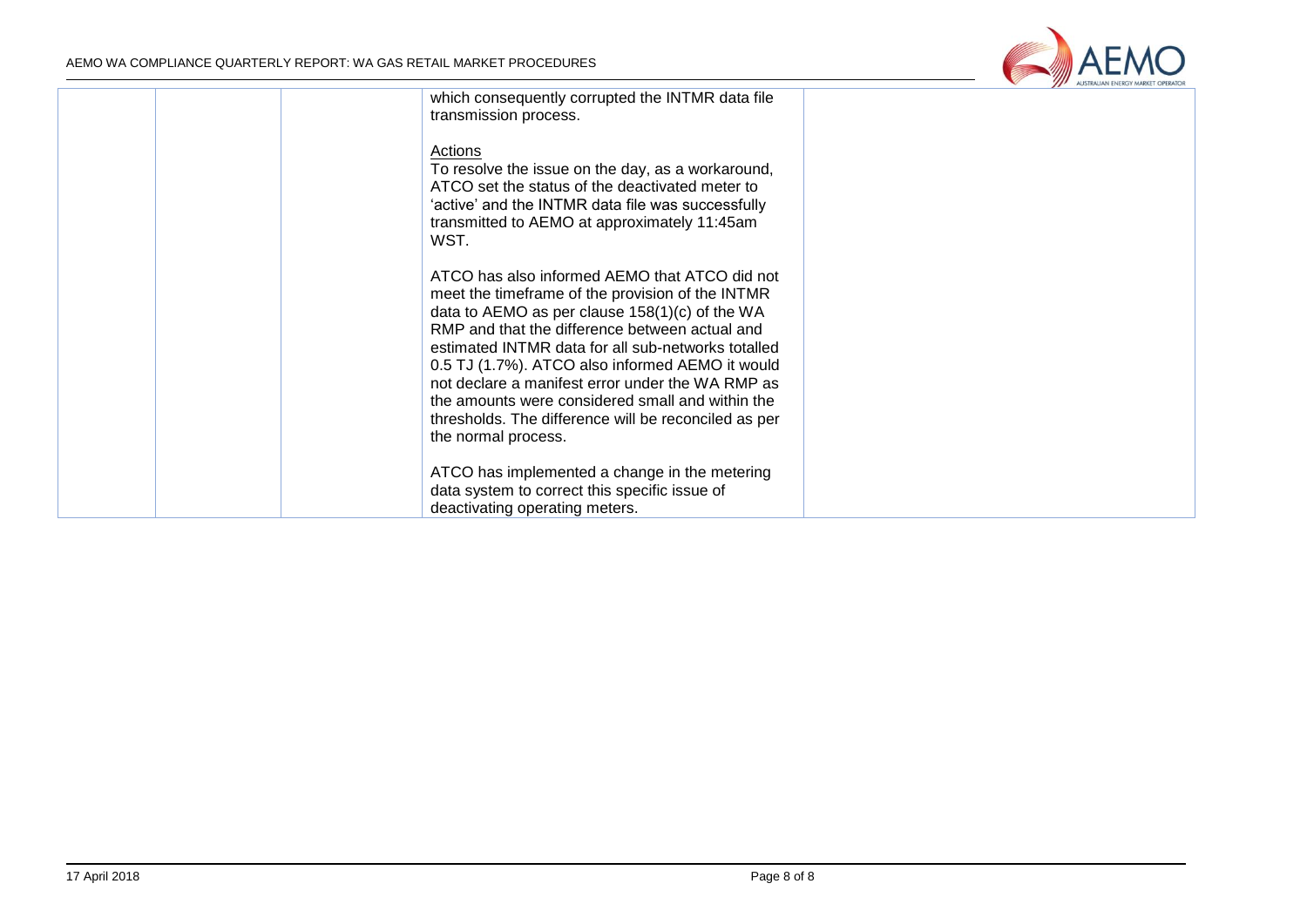| | | | | |
|---|---|---|---|---|
| | | | which consequently corrupted the INTMR data file transmission process.<br><br><u>Actions</u><br>To resolve the issue on the day, as a workaround, ATCO set the status of the deactivated meter to 'active' and the INTMR data file was successfully transmitted to AEMO at approximately 11:45am WST.<br><br>ATCO has also informed AEMO that ATCO did not meet the timeframe of the provision of the INTMR data to AEMO as per clause 158(1)(c) of the WA RMP and that the difference between actual and estimated INTMR data for all sub-networks totalled 0.5 TJ (1.7%). ATCO also informed AEMO it would not declare a manifest error under the WA RMP as the amounts were considered small and within the thresholds. The difference will be reconciled as per the normal process.<br><br>ATCO has implemented a change in the metering data system to correct this specific issue of deactivating operating meters. | |